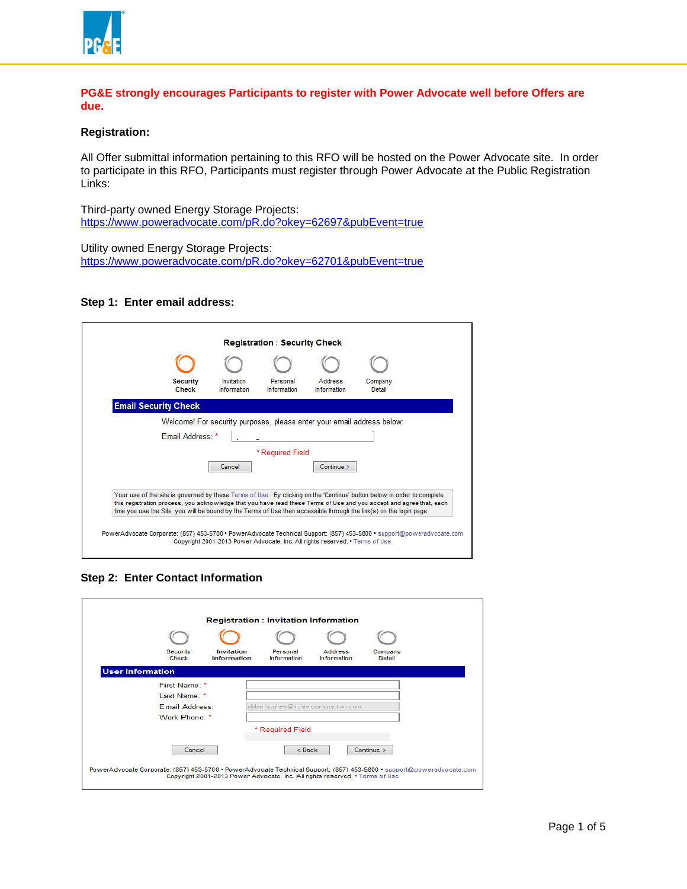**PG&E strongly encourages Participants to register with Power Advocate well before Offers are due.**

**Registration:**

All Offer submittal information pertaining to this RFO will be hosted on the Power Advocate site. In order to participate in this RFO, Participants must register through Power Advocate at the Public Registration Links:

Third-party owned Energy Storage Projects:
https://www.poweradvocate.com/pR.do?okey=62697&pubEvent=true

Utility owned Energy Storage Projects:
https://www.poweradvocate.com/pR.do?okey=62701&pubEvent=true

**Step 1: Enter email address:**

Registration : Security Check

Security Check | Invitation Information | Personal Information | Address Information | Company Detail

**Email Security Check**

Welcome! For security purposes, please enter your email address below:

Email Address: *

* Required Field

Cancel | Continue >

Your use of the site is governed by these Terms of Use . By clicking on the 'Continue' button below in order to complete this registration process, you acknowledge that you have read these Terms of Use and you accept and agree that, each time you use the Site, you will be bound by the Terms of Use then accessible through the link(s) on the login page.

PowerAdvocate Corporate: (857) 453-5700 • PowerAdvocate Technical Support: (857) 453-5800 • support@poweradvocate.com
Copyright 2001-2013 Power Advocate, Inc. All rights reserved. • Terms of Use

**Step 2: Enter Contact Information**

Registration : Invitation Information

Security Check | Invitation Information | Personal Information | Address Information | Company Detail

**User Information**

First Name: *
Last Name: *
Email Address: dylan.hughes@richterconstruction.com
Work Phone: *

* Required Field

Cancel | < Back | Continue >

PowerAdvocate Corporate: (857) 453-5700 • PowerAdvocate Technical Support: (857) 453-5800 • support@poweradvocate.com
Copyright 2001-2013 Power Advocate, Inc. All rights reserved. • Terms of Use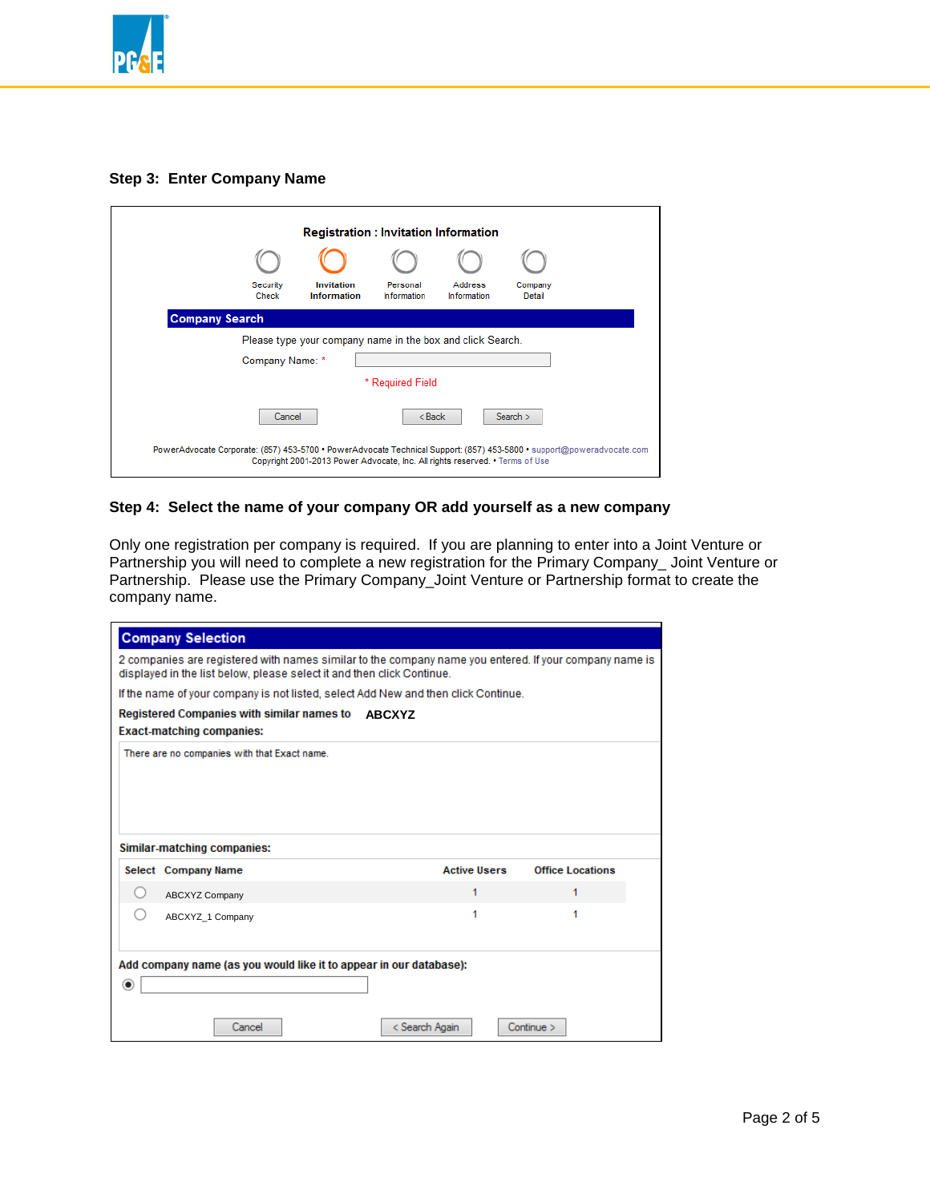### Step 3: Enter Company Name

**Registration : Invitation Information**

Security Check | Invitation Information | Personal Information | Address Information | Company Detail

**Company Search**

Please type your company name in the box and click Search.

Company Name: *

* Required Field

Cancel | < Back | Search >

PowerAdvocate Corporate: (857) 453-5700 • PowerAdvocate Technical Support: (857) 453-5800 • support@poweradvocate.com
Copyright 2001-2013 Power Advocate, Inc. All rights reserved. • Terms of Use

### Step 4: Select the name of your company OR add yourself as a new company

Only one registration per company is required. If you are planning to enter into a Joint Venture or Partnership you will need to complete a new registration for the Primary Company_ Joint Venture or Partnership. Please use the Primary Company_Joint Venture or Partnership format to create the company name.

**Company Selection**

2 companies are registered with names similar to the company name you entered. If your company name is displayed in the list below, please select it and then click Continue.

If the name of your company is not listed, select Add New and then click Continue.

**Registered Companies with similar names to** **ABCXYZ**

**Exact-matching companies:**

There are no companies with that Exact name.

**Similar-matching companies:**

| Select | Company Name | Active Users | Office Locations |
|---|---|---|---|
| ○ | ABCXYZ Company | 1 | 1 |
| ○ | ABCXYZ_1 Company | 1 | 1 |

**Add company name (as you would like it to appear in our database):**

Cancel | < Search Again | Continue >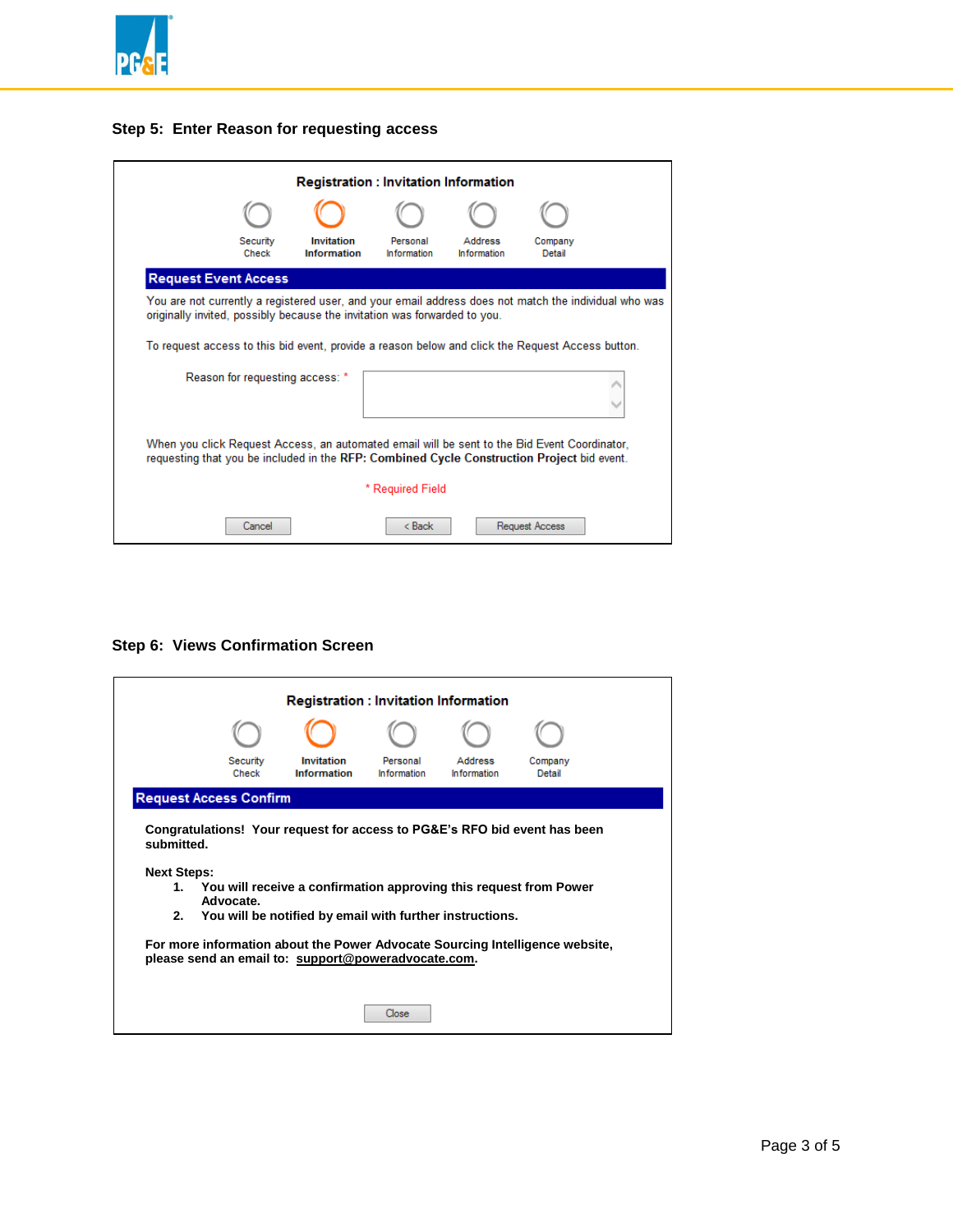## Step 5: Enter Reason for requesting access

**Registration : Invitation Information**

Security Check | **Invitation Information** | Personal Information | Address Information | Company Detail

**Request Event Access**

You are not currently a registered user, and your email address does not match the individual who was originally invited, possibly because the invitation was forwarded to you.

To request access to this bid event, provide a reason below and click the Request Access button.

Reason for requesting access: *

When you click Request Access, an automated email will be sent to the Bid Event Coordinator, requesting that you be included in the **RFP: Combined Cycle Construction Project** bid event.

* Required Field

Cancel | < Back | Request Access

## Step 6: Views Confirmation Screen

**Registration : Invitation Information**

Security Check | **Invitation Information** | Personal Information | Address Information | Company Detail

**Request Access Confirm**

**Congratulations! Your request for access to PG&E's RFO bid event has been submitted.**

**Next Steps:**

1. **You will receive a confirmation approving this request from Power Advocate.**
2. **You will be notified by email with further instructions.**

**For more information about the Power Advocate Sourcing Intelligence website, please send an email to: support@poweradvocate.com.**

Close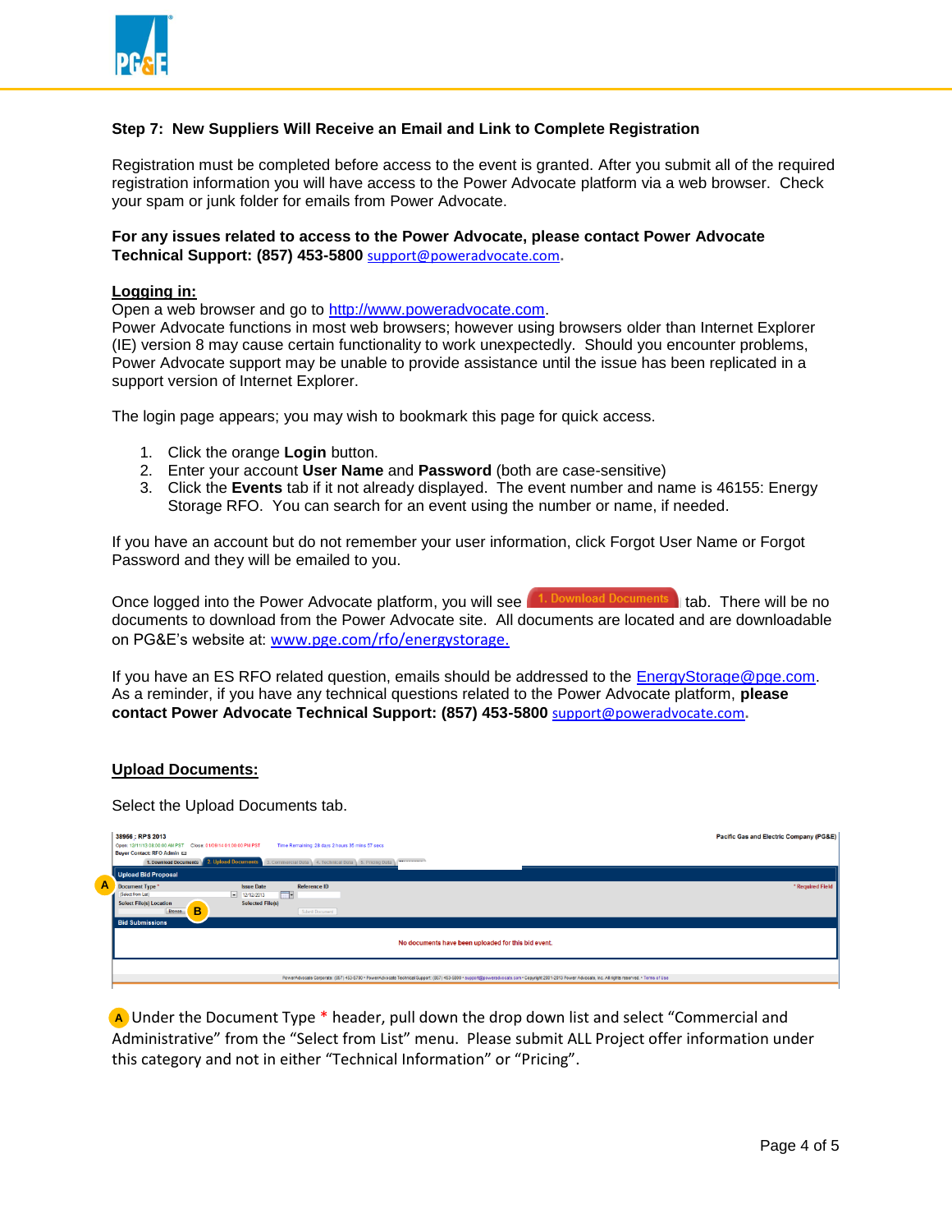**Step 7: New Suppliers Will Receive an Email and Link to Complete Registration**

Registration must be completed before access to the event is granted. After you submit all of the required registration information you will have access to the Power Advocate platform via a web browser. Check your spam or junk folder for emails from Power Advocate.

**For any issues related to access to the Power Advocate, please contact Power Advocate Technical Support: (857) 453-5800** support@poweradvocate.com.

**Logging in:**

Open a web browser and go to http://www.poweradvocate.com.
Power Advocate functions in most web browsers; however using browsers older than Internet Explorer (IE) version 8 may cause certain functionality to work unexpectedly. Should you encounter problems, Power Advocate support may be unable to provide assistance until the issue has been replicated in a support version of Internet Explorer.

The login page appears; you may wish to bookmark this page for quick access.

1. Click the orange **Login** button.
2. Enter your account **User Name** and **Password** (both are case-sensitive)
3. Click the **Events** tab if it not already displayed. The event number and name is 46155: Energy Storage RFO. You can search for an event using the number or name, if needed.

If you have an account but do not remember your user information, click Forgot User Name or Forgot Password and they will be emailed to you.

Once logged into the Power Advocate platform, you will see 1. Download Documents tab. There will be no documents to download from the Power Advocate site. All documents are located and are downloadable on PG&E's website at: www.pge.com/rfo/energystorage.

If you have an ES RFO related question, emails should be addressed to the EnergyStorage@pge.com. As a reminder, if you have any technical questions related to the Power Advocate platform, **please contact Power Advocate Technical Support: (857) 453-5800** support@poweradvocate.com.

**Upload Documents:**

Select the Upload Documents tab.

**A** Under the Document Type * header, pull down the drop down list and select "Commercial and Administrative" from the "Select from List" menu. Please submit ALL Project offer information under this category and not in either "Technical Information" or "Pricing".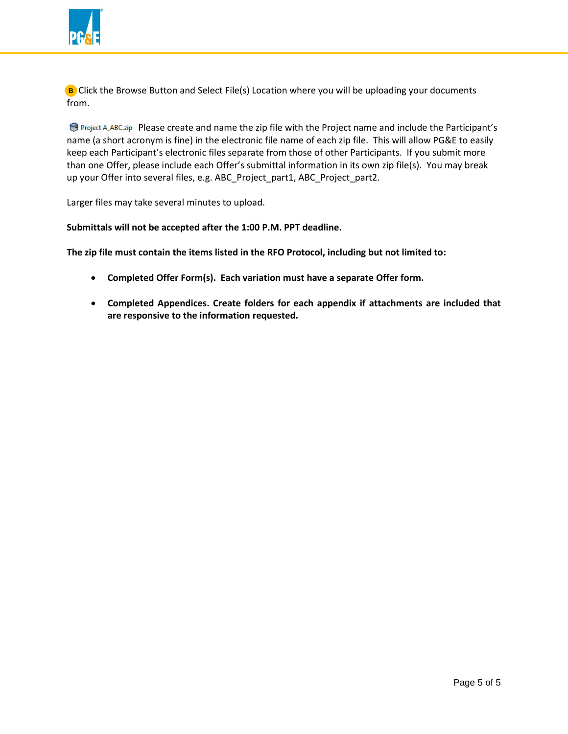**B** Click the Browse Button and Select File(s) Location where you will be uploading your documents from.

Project A_ABC.zip Please create and name the zip file with the Project name and include the Participant's name (a short acronym is fine) in the electronic file name of each zip file. This will allow PG&E to easily keep each Participant's electronic files separate from those of other Participants. If you submit more than one Offer, please include each Offer's submittal information in its own zip file(s). You may break up your Offer into several files, e.g. ABC_Project_part1, ABC_Project_part2.

Larger files may take several minutes to upload.

**Submittals will not be accepted after the 1:00 P.M. PPT deadline.**

**The zip file must contain the items listed in the RFO Protocol, including but not limited to:**

- **Completed Offer Form(s). Each variation must have a separate Offer form.**
- **Completed Appendices. Create folders for each appendix if attachments are included that are responsive to the information requested.**